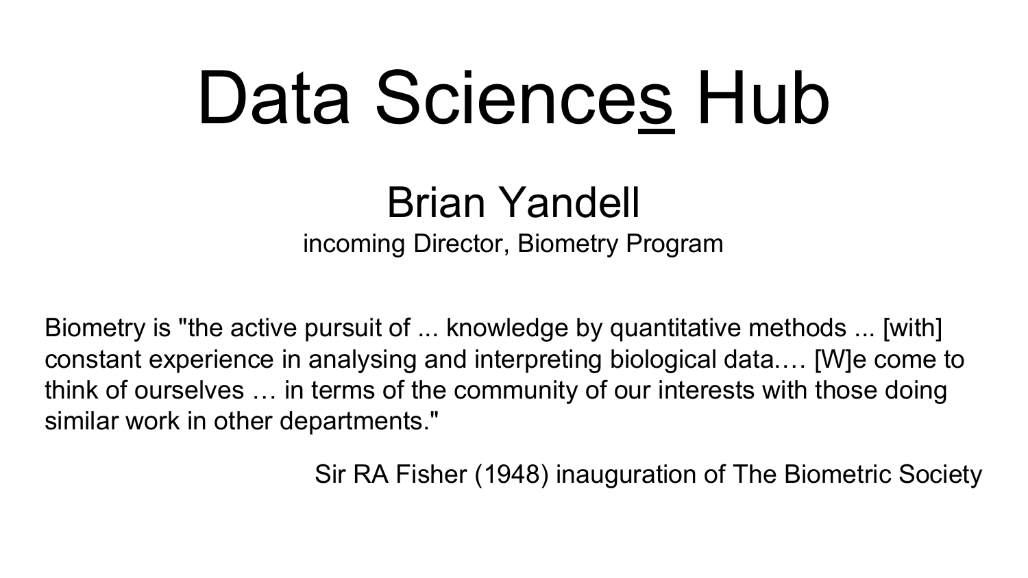# Data Sciences Hub

## Brian Yandell

incoming Director, Biometry Program

Biometry is "the active pursuit of ... knowledge by quantitative methods ... [with] constant experience in analysing and interpreting biological data.… [W]e come to think of ourselves … in terms of the community of our interests with those doing similar work in other departments."

Sir RA Fisher (1948) inauguration of The Biometric Society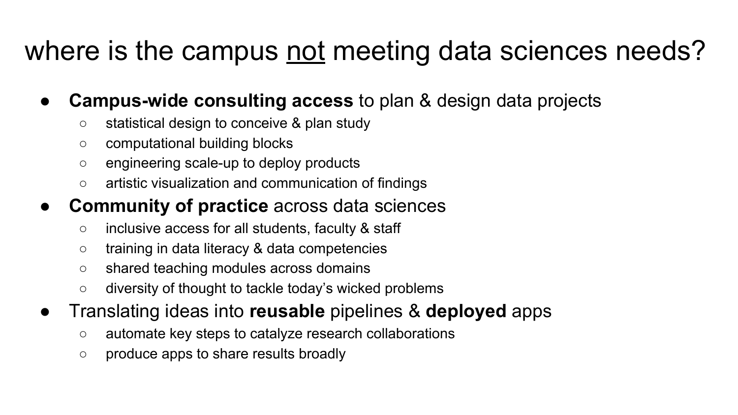# where is the campus <u>not</u> meeting data sciences needs?

- **Campus-wide consulting access** to plan & design data projects
  - statistical design to conceive & plan study
  - computational building blocks
  - engineering scale-up to deploy products
  - artistic visualization and communication of findings
- **Community of practice** across data sciences
  - inclusive access for all students, faculty & staff
  - training in data literacy & data competencies
  - shared teaching modules across domains
  - diversity of thought to tackle today's wicked problems
- Translating ideas into **reusable** pipelines & **deployed** apps
  - automate key steps to catalyze research collaborations
  - produce apps to share results broadly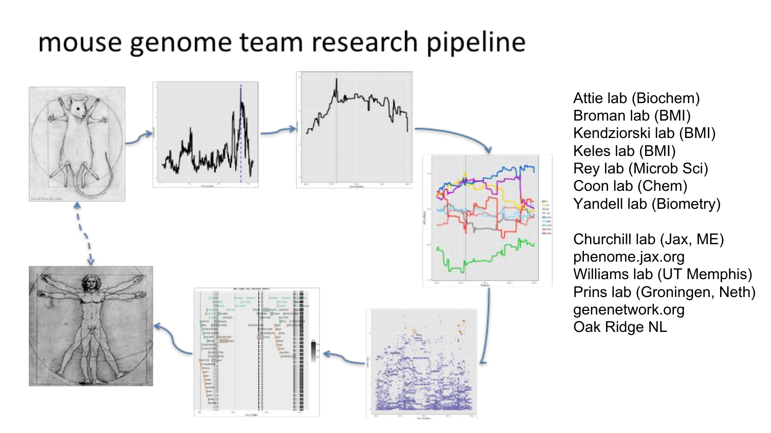# mouse genome team research pipeline

Attie lab (Biochem)
Broman lab (BMI)
Kendziorski lab (BMI)
Keles lab (BMI)
Rey lab (Microb Sci)
Coon lab (Chem)
Yandell lab (Biometry)

Churchill lab (Jax, ME)
phenome.jax.org
Williams lab (UT Memphis)
Prins lab (Groningen, Neth)
genenetwork.org
Oak Ridge NL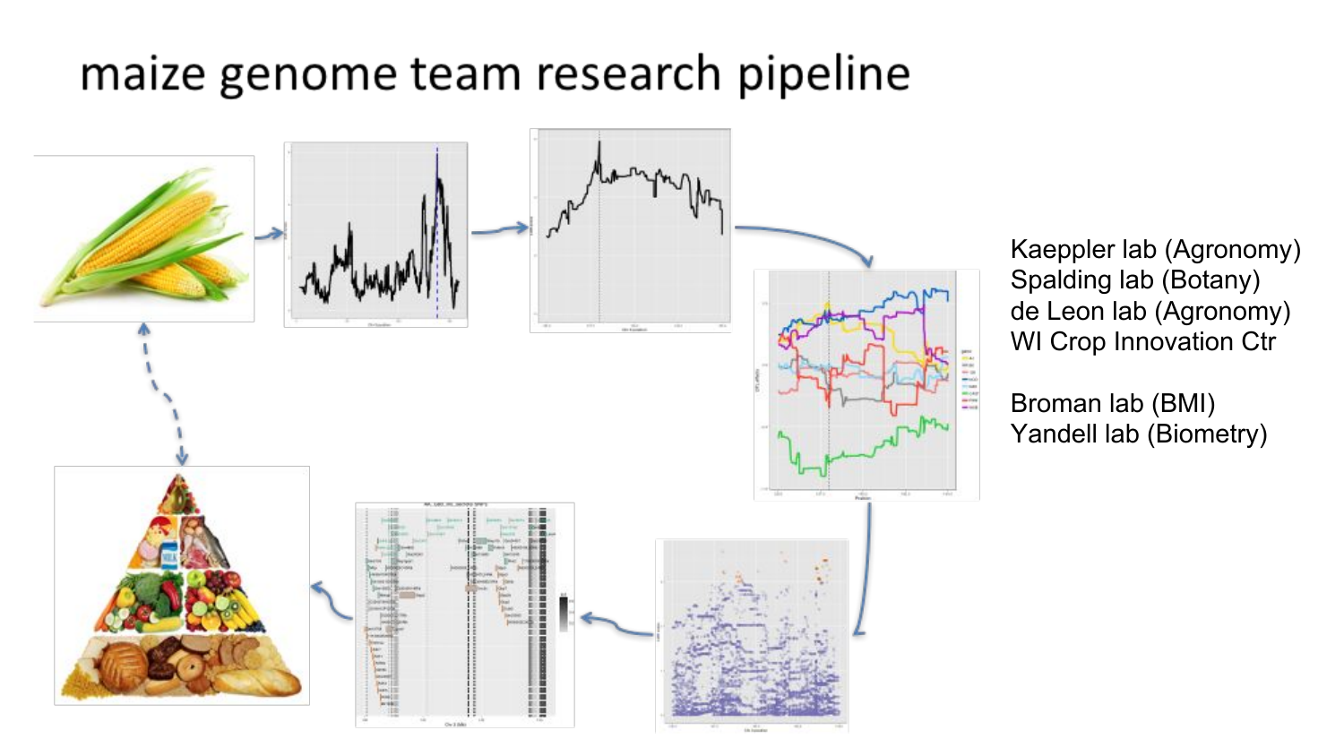# maize genome team research pipeline

Kaeppler lab (Agronomy)
Spalding lab (Botany)
de Leon lab (Agronomy)
WI Crop Innovation Ctr

Broman lab (BMI)
Yandell lab (Biometry)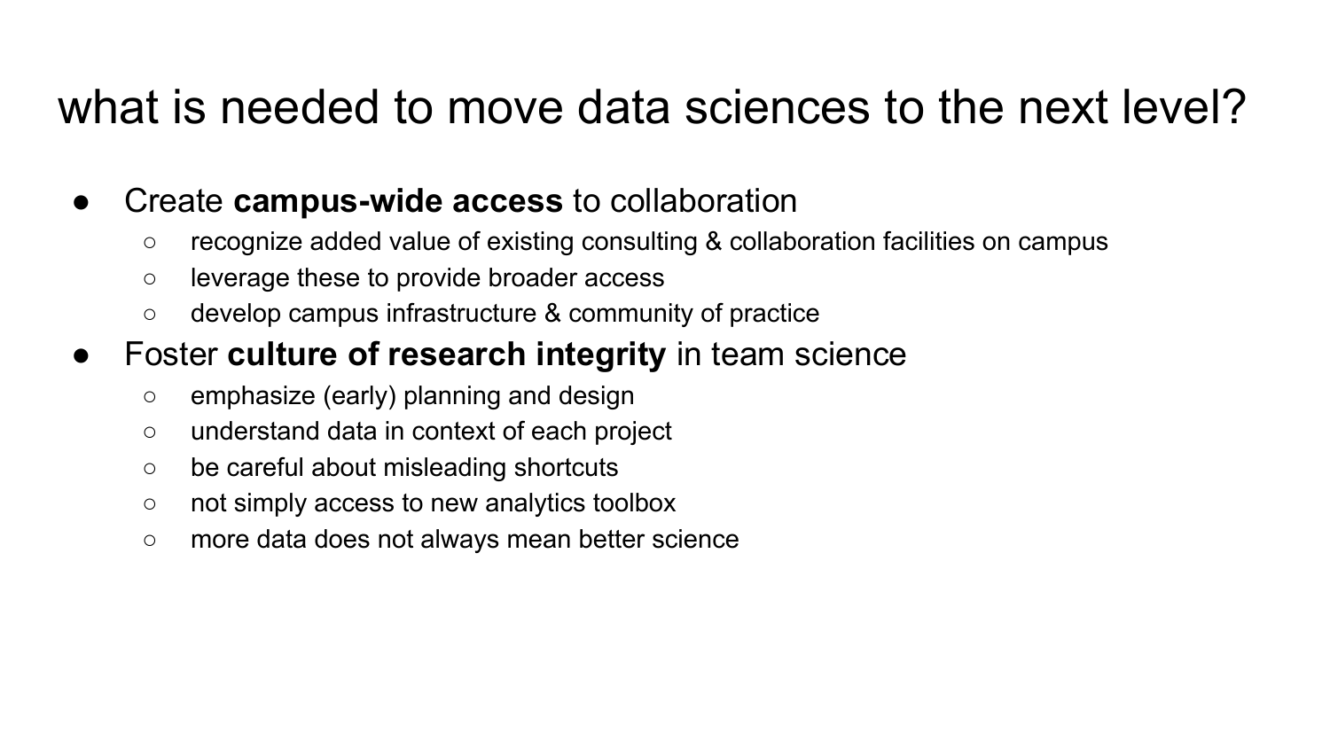# what is needed to move data sciences to the next level?

- Create **campus-wide access** to collaboration
  - recognize added value of existing consulting & collaboration facilities on campus
  - leverage these to provide broader access
  - develop campus infrastructure & community of practice
- Foster **culture of research integrity** in team science
  - emphasize (early) planning and design
  - understand data in context of each project
  - be careful about misleading shortcuts
  - not simply access to new analytics toolbox
  - more data does not always mean better science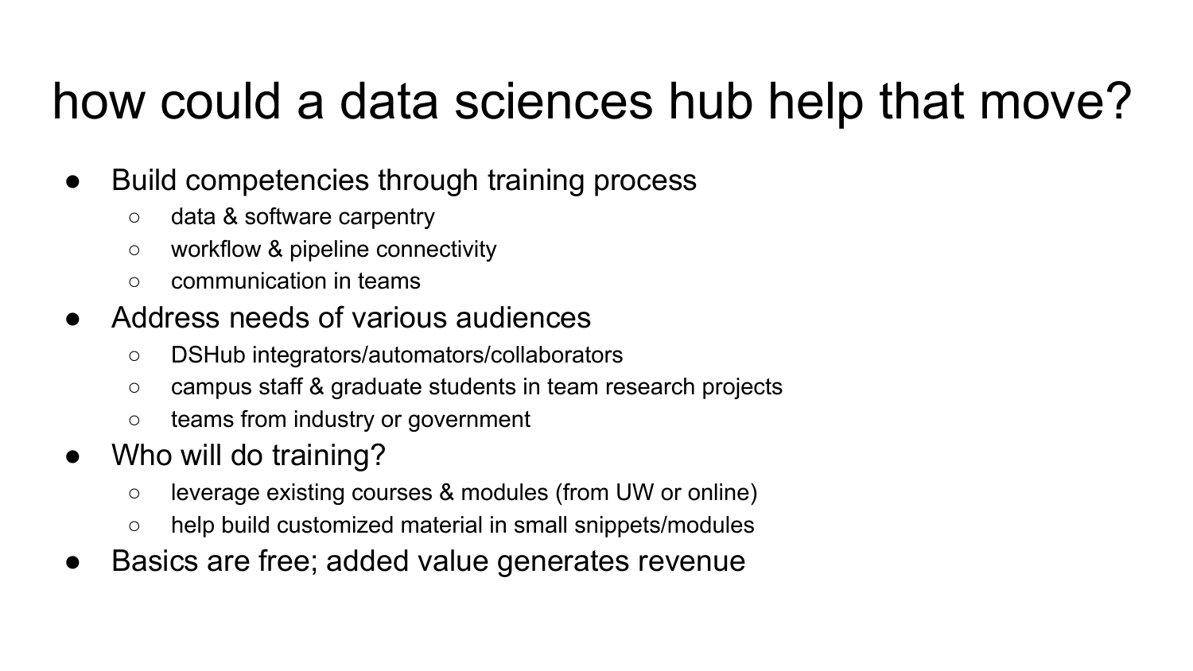# how could a data sciences hub help that move?

- Build competencies through training process
  - data & software carpentry
  - workflow & pipeline connectivity
  - communication in teams
- Address needs of various audiences
  - DSHub integrators/automators/collaborators
  - campus staff & graduate students in team research projects
  - teams from industry or government
- Who will do training?
  - leverage existing courses & modules (from UW or online)
  - help build customized material in small snippets/modules
- Basics are free; added value generates revenue